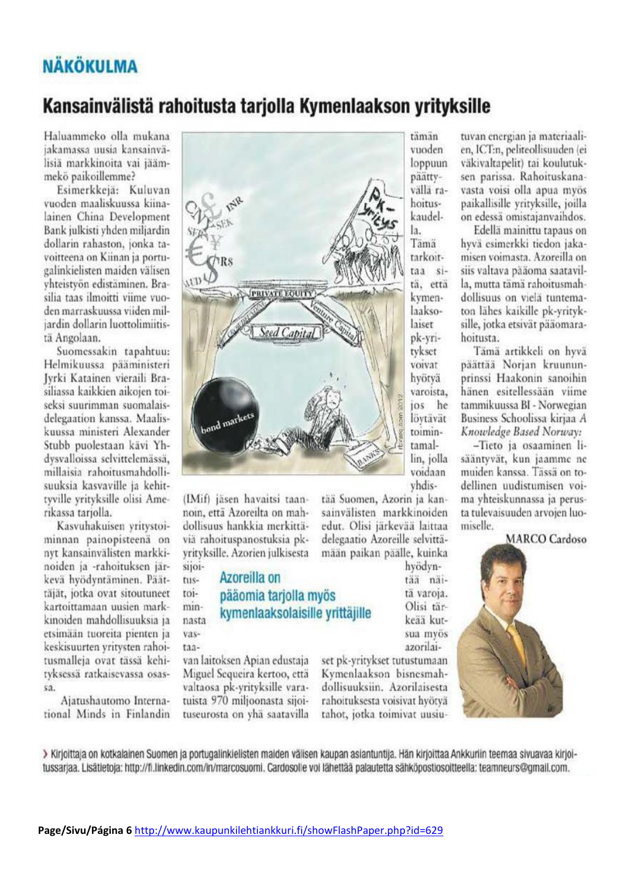## NÄKÖKULMA

# Kansainvälistä rahoitusta tarjolla Kymenlaakson yrityksille

Haluammeko olla mukana jakamassa uusia kansainvälisiä markkinoita vai jäämmekö paikoillemme?

Esimerkkejä: Kuluvan vuoden maaliskuussa kiinalainen China Development Bank julkisti yhden miljardin dollarin rahaston, jonka tavoitteena on Kiinan ja portugalinkielisten maiden välisen yhteistyön edistäminen. Brasilia taas ilmoitti viime vuoden marraskuussa viiden miljardin dollarin luottolimiitistä Angolaan.

Suomessakin tapahtuu: Helmikuussa pääministeri Jyrki Katainen vieraili Brasiliassa kaikkien aikojen toiseksi suurimman suomalaisdelegaation kanssa. Maaliskuussa ministeri Alexander Stubb puolestaan kävi Yhdysvalloissa selvittelemässä, millaisia rahoitusmahdollisuuksia kasvaville ja kehittyville yrityksille olisi Amerikassa tarjolla.

Kasvuhakuisen yritystoiminnan painopisteenä on nyt kansainvälisten markkinoiden ja -rahoituksen järkevä hyödyntäminen. Päättäjät, jotka ovat sitoutuneet kartoittamaan uusien markkinoiden mahdollisuuksia ja etsimään tuoreita pienten ja keskisuurten yritysten rahoitusmalleja ovat tässä kehityksessä ratkaisevassa osassa.

Ajatushautomo International Minds in Finlandin (IMif) jäsen havaitsi taannoin, että Azoreilta on mahdollisuus hankkia merkittäviä rahoituspanostuksia pk-yrityksille. Azorien julkisesta sijoitustoiminnasta vastaavan laitoksen Apian edustaja Miguel Sequeira kertoo, että valtaosa pk-yrityksille varatuista 970 miljoonasta sijoituseurosta on yhä saatavilla tämän vuoden loppuun päättyvällä rahoituskaudella. Tämä tarkoittaa sitä, että kymenlaaksolaiset pk-yritykset voivat hyötyä varoista, jos he löytävät toimintamallin, jolla voidaan yhdistää Suomen, Azorin ja kansainvälisten markkinoiden edut. Olisi järkevää laittaa delegaatio Azoreille selvittämään paikan päälle, kuinka hyödyntää näitä varoja. Olisi tärkeää kutsua myös azorilaiset pk-yritykset tutustumaan Kymenlaakson bisnesmahdollisuuksiin. Azorilaisesta rahoituksesta voisivat hyötyä tahot, jotka toimivat uusiutuvan energian ja materiaalien, ICT:n, peliteollisuuden (ei väkivaltapelit) tai koulutuksen parissa. Rahoituskanavasta voisi olla apua myös paikallisille yrityksille, joilla on edessä omistajanvaihdos.

**Azoreilla on pääomia tarjolla myös kymenlaaksolaisille yrittäjille**

Edellä mainittu tapaus on hyvä esimerkki tiedon jakamisen voimasta. Azoreilla on siis valtava pääoma saatavilla, mutta tämä rahoitusmahdollisuus on vielä tuntematon lähes kaikille pk-yrityksille, jotka etsivät pääomarahoitusta.

Tämä artikkeli on hyvä päättää Norjan kruununprinssi Haakonin sanoihin hänen esitellessään viime tammikuussa BI - Norwegian Business Schoolissa kirjaa *A Knowledge Based Norway:*

–Tieto ja osaaminen lisääntyvät, kun jaamme ne muiden kanssa. Tässä on todellinen uudistumisen voima yhteiskunnassa ja perusta tulevaisuuden arvojen luomiselle.

MARCO Cardoso

> Kirjoittaja on kotkalainen Suomen ja portugalinkielisten maiden välisen kaupan asiantuntija. Hän kirjoittaa Ankkuriin teemaa sivuavaa kirjoitussarjaa. Lisätietoja: http://fi.linkedin.com/in/marcosuomi. Cardosolle voi lähettää palautetta sähköpostiosoitteella: teamneurs@gmail.com.

Page/Sivu/Página 6 http://www.kaupunkilehtiankkuri.fi/showFlashPaper.php?id=629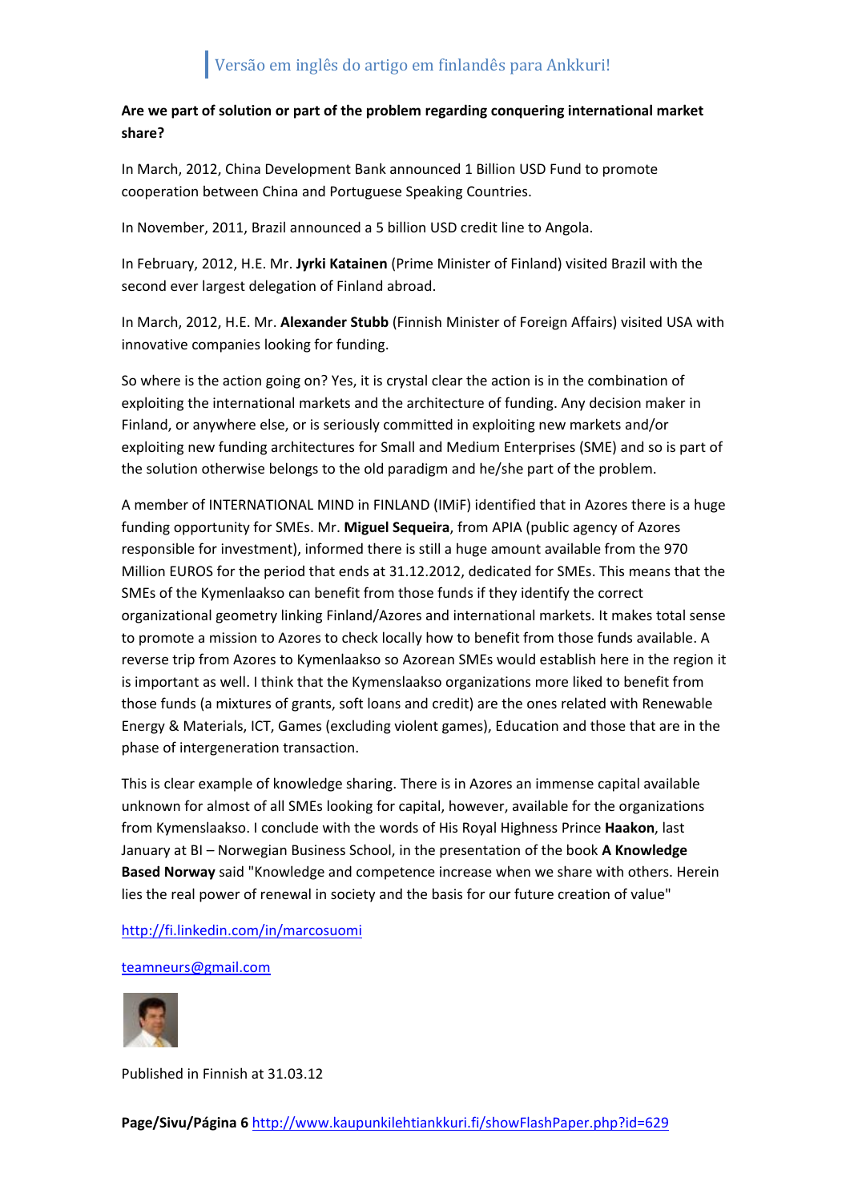## Versão em inglês do artigo em finlandês para Ankkuri!

**Are we part of solution or part of the problem regarding conquering international market share?**

In March, 2012, China Development Bank announced 1 Billion USD Fund to promote cooperation between China and Portuguese Speaking Countries.

In November, 2011, Brazil announced a 5 billion USD credit line to Angola.

In February, 2012, H.E. Mr. **Jyrki Katainen** (Prime Minister of Finland) visited Brazil with the second ever largest delegation of Finland abroad.

In March, 2012, H.E. Mr. **Alexander Stubb** (Finnish Minister of Foreign Affairs) visited USA with innovative companies looking for funding.

So where is the action going on? Yes, it is crystal clear the action is in the combination of exploiting the international markets and the architecture of funding. Any decision maker in Finland, or anywhere else, or is seriously committed in exploiting new markets and/or exploiting new funding architectures for Small and Medium Enterprises (SME) and so is part of the solution otherwise belongs to the old paradigm and he/she part of the problem.

A member of INTERNATIONAL MIND in FINLAND (IMiF) identified that in Azores there is a huge funding opportunity for SMEs. Mr. **Miguel Sequeira**, from APIA (public agency of Azores responsible for investment), informed there is still a huge amount available from the 970 Million EUROS for the period that ends at 31.12.2012, dedicated for SMEs. This means that the SMEs of the Kymenlaakso can benefit from those funds if they identify the correct organizational geometry linking Finland/Azores and international markets. It makes total sense to promote a mission to Azores to check locally how to benefit from those funds available. A reverse trip from Azores to Kymenlaakso so Azorean SMEs would establish here in the region it is important as well. I think that the Kymenslaakso organizations more liked to benefit from those funds (a mixtures of grants, soft loans and credit) are the ones related with Renewable Energy & Materials, ICT, Games (excluding violent games), Education and those that are in the phase of intergeneration transaction.

This is clear example of knowledge sharing. There is in Azores an immense capital available unknown for almost of all SMEs looking for capital, however, available for the organizations from Kymenslaakso. I conclude with the words of His Royal Highness Prince **Haakon**, last January at BI – Norwegian Business School, in the presentation of the book **A Knowledge Based Norway** said "Knowledge and competence increase when we share with others. Herein lies the real power of renewal in society and the basis for our future creation of value"

http://fi.linkedin.com/in/marcosuomi

teamneurs@gmail.com

Published in Finnish at 31.03.12

**Page/Sivu/Página 6** http://www.kaupunkilehtiankkuri.fi/showFlashPaper.php?id=629